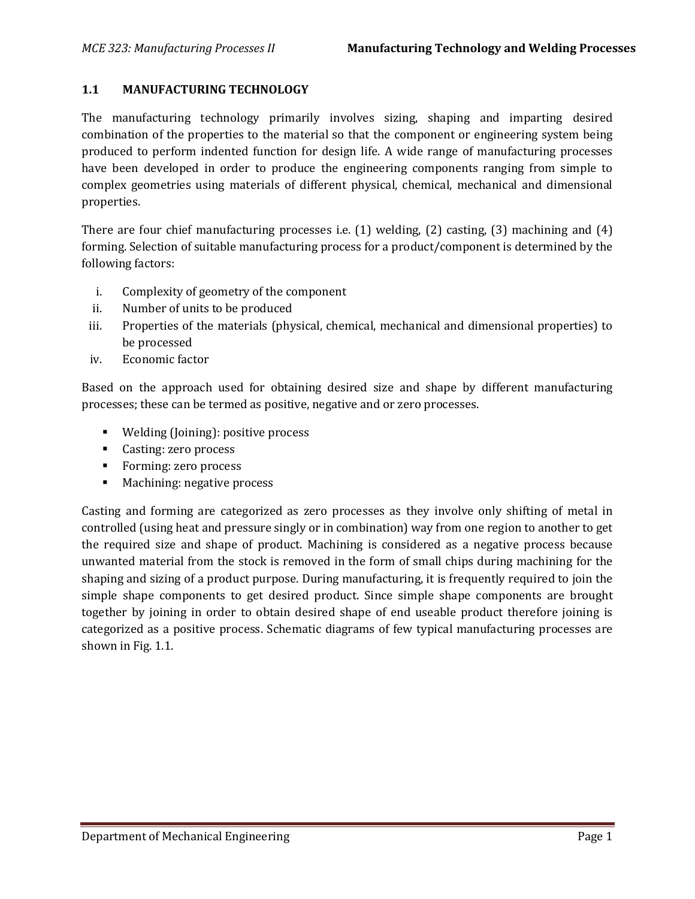## 1.1 MANUFACTURING TECHNOLOGY

The manufacturing technology primarily involves sizing, shaping and imparting desired combination of the properties to the material so that the component or engineering system being produced to perform indented function for design life. A wide range of manufacturing processes have been developed in order to produce the engineering components ranging from simple to complex geometries using materials of different physical, chemical, mechanical and dimensional properties.

There are four chief manufacturing processes i.e. (1) welding, (2) casting, (3) machining and (4) forming. Selection of suitable manufacturing process for a product/component is determined by the following factors:

i. Complexity of geometry of the component
ii. Number of units to be produced
iii. Properties of the materials (physical, chemical, mechanical and dimensional properties) to be processed
iv. Economic factor

Based on the approach used for obtaining desired size and shape by different manufacturing processes; these can be termed as positive, negative and or zero processes.

- Welding (Joining): positive process
- Casting: zero process
- Forming: zero process
- Machining: negative process

Casting and forming are categorized as zero processes as they involve only shifting of metal in controlled (using heat and pressure singly or in combination) way from one region to another to get the required size and shape of product. Machining is considered as a negative process because unwanted material from the stock is removed in the form of small chips during machining for the shaping and sizing of a product purpose. During manufacturing, it is frequently required to join the simple shape components to get desired product. Since simple shape components are brought together by joining in order to obtain desired shape of end useable product therefore joining is categorized as a positive process. Schematic diagrams of few typical manufacturing processes are shown in Fig. 1.1.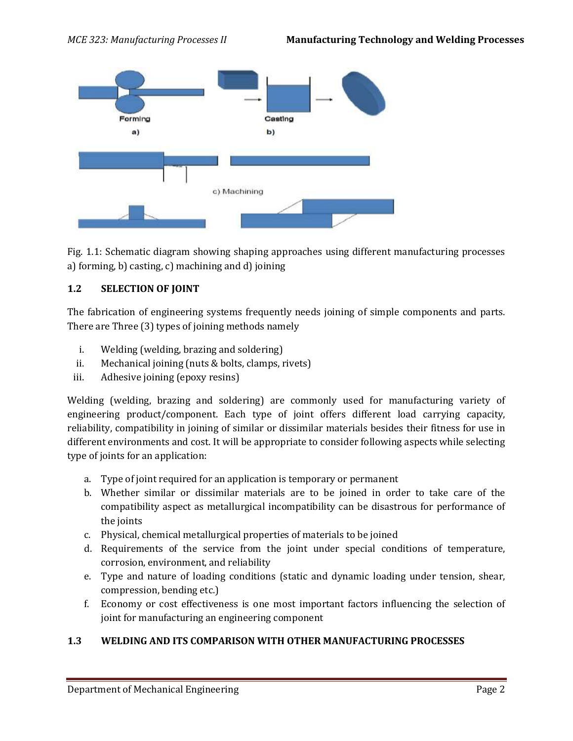Fig. 1.1: Schematic diagram showing shaping approaches using different manufacturing processes a) forming, b) casting, c) machining and d) joining

### 1.2 SELECTION OF JOINT

The fabrication of engineering systems frequently needs joining of simple components and parts. There are Three (3) types of joining methods namely

i. Welding (welding, brazing and soldering)
ii. Mechanical joining (nuts & bolts, clamps, rivets)
iii. Adhesive joining (epoxy resins)

Welding (welding, brazing and soldering) are commonly used for manufacturing variety of engineering product/component. Each type of joint offers different load carrying capacity, reliability, compatibility in joining of similar or dissimilar materials besides their fitness for use in different environments and cost. It will be appropriate to consider following aspects while selecting type of joints for an application:

a. Type of joint required for an application is temporary or permanent
b. Whether similar or dissimilar materials are to be joined in order to take care of the compatibility aspect as metallurgical incompatibility can be disastrous for performance of the joints
c. Physical, chemical metallurgical properties of materials to be joined
d. Requirements of the service from the joint under special conditions of temperature, corrosion, environment, and reliability
e. Type and nature of loading conditions (static and dynamic loading under tension, shear, compression, bending etc.)
f. Economy or cost effectiveness is one most important factors influencing the selection of joint for manufacturing an engineering component

### 1.3 WELDING AND ITS COMPARISON WITH OTHER MANUFACTURING PROCESSES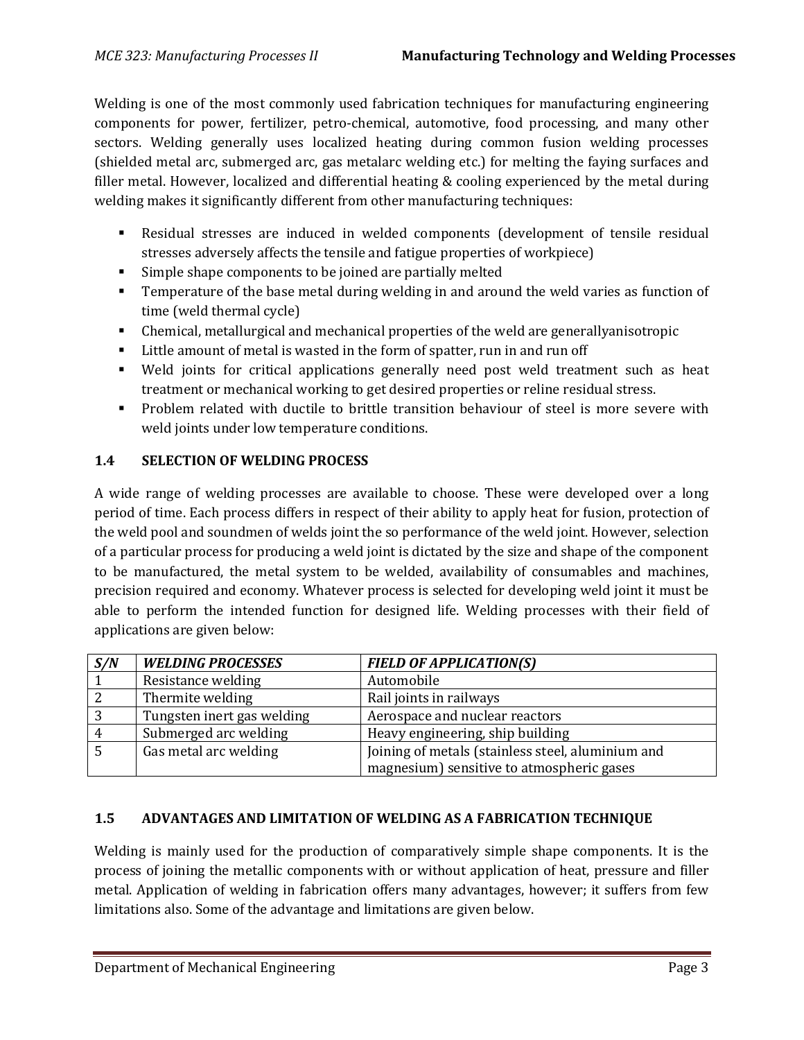Welding is one of the most commonly used fabrication techniques for manufacturing engineering components for power, fertilizer, petro-chemical, automotive, food processing, and many other sectors. Welding generally uses localized heating during common fusion welding processes (shielded metal arc, submerged arc, gas metalarc welding etc.) for melting the faying surfaces and filler metal. However, localized and differential heating & cooling experienced by the metal during welding makes it significantly different from other manufacturing techniques:

- Residual stresses are induced in welded components (development of tensile residual stresses adversely affects the tensile and fatigue properties of workpiece)
- Simple shape components to be joined are partially melted
- Temperature of the base metal during welding in and around the weld varies as function of time (weld thermal cycle)
- Chemical, metallurgical and mechanical properties of the weld are generallyanisotropic
- Little amount of metal is wasted in the form of spatter, run in and run off
- Weld joints for critical applications generally need post weld treatment such as heat treatment or mechanical working to get desired properties or reline residual stress.
- Problem related with ductile to brittle transition behaviour of steel is more severe with weld joints under low temperature conditions.

## 1.4 SELECTION OF WELDING PROCESS

A wide range of welding processes are available to choose. These were developed over a long period of time. Each process differs in respect of their ability to apply heat for fusion, protection of the weld pool and soundmen of welds joint the so performance of the weld joint. However, selection of a particular process for producing a weld joint is dictated by the size and shape of the component to be manufactured, the metal system to be welded, availability of consumables and machines, precision required and economy. Whatever process is selected for developing weld joint it must be able to perform the intended function for designed life. Welding processes with their field of applications are given below:

| *S/N* | *WELDING PROCESSES* | *FIELD OF APPLICATION(S)* |
|---|---|---|
| 1 | Resistance welding | Automobile |
| 2 | Thermite welding | Rail joints in railways |
| 3 | Tungsten inert gas welding | Aerospace and nuclear reactors |
| 4 | Submerged arc welding | Heavy engineering, ship building |
| 5 | Gas metal arc welding | Joining of metals (stainless steel, aluminium and magnesium) sensitive to atmospheric gases |

## 1.5 ADVANTAGES AND LIMITATION OF WELDING AS A FABRICATION TECHNIQUE

Welding is mainly used for the production of comparatively simple shape components. It is the process of joining the metallic components with or without application of heat, pressure and filler metal. Application of welding in fabrication offers many advantages, however; it suffers from few limitations also. Some of the advantage and limitations are given below.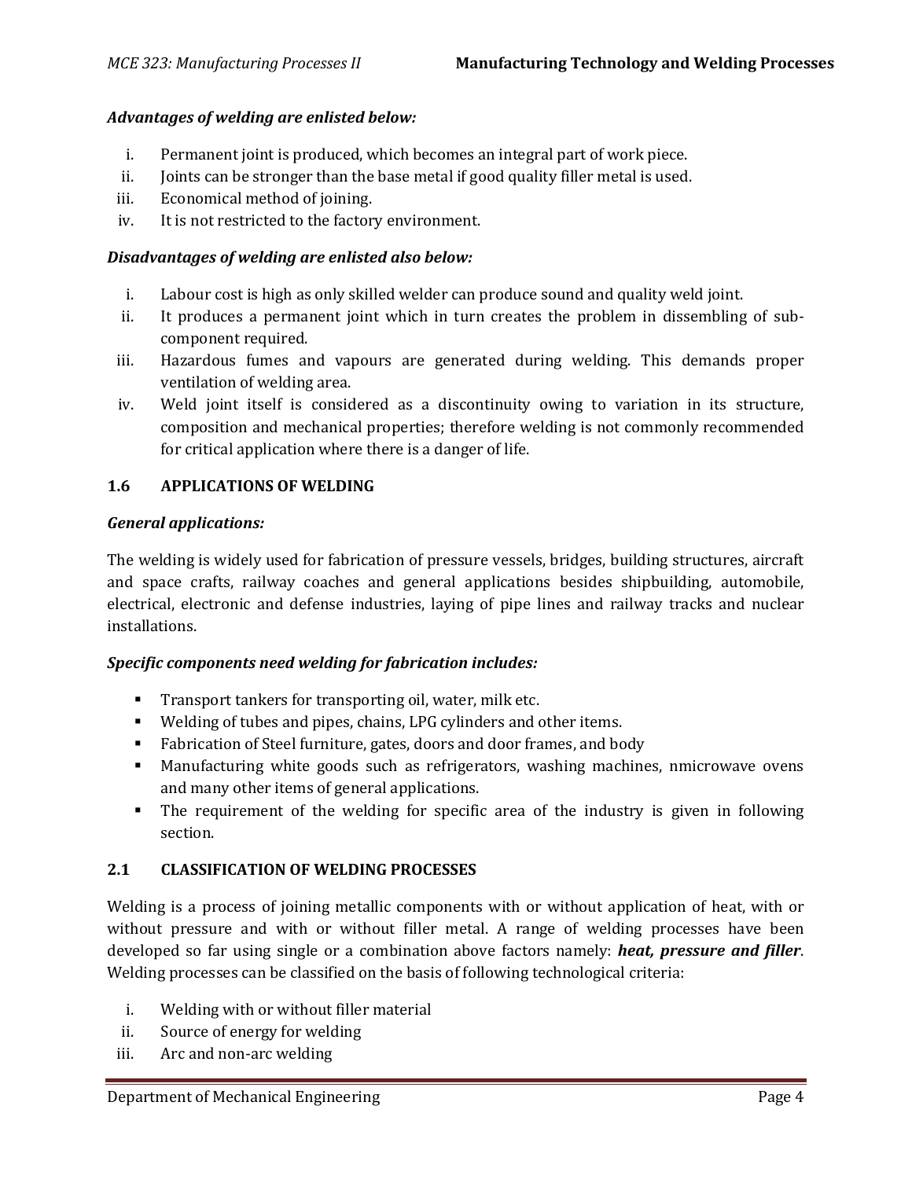***Advantages of welding are enlisted below:***

i. Permanent joint is produced, which becomes an integral part of work piece.
ii. Joints can be stronger than the base metal if good quality filler metal is used.
iii. Economical method of joining.
iv. It is not restricted to the factory environment.

***Disadvantages of welding are enlisted also below:***

i. Labour cost is high as only skilled welder can produce sound and quality weld joint.
ii. It produces a permanent joint which in turn creates the problem in dissembling of sub-component required.
iii. Hazardous fumes and vapours are generated during welding. This demands proper ventilation of welding area.
iv. Weld joint itself is considered as a discontinuity owing to variation in its structure, composition and mechanical properties; therefore welding is not commonly recommended for critical application where there is a danger of life.

## 1.6 APPLICATIONS OF WELDING

***General applications:***

The welding is widely used for fabrication of pressure vessels, bridges, building structures, aircraft and space crafts, railway coaches and general applications besides shipbuilding, automobile, electrical, electronic and defense industries, laying of pipe lines and railway tracks and nuclear installations.

***Specific components need welding for fabrication includes:***

- Transport tankers for transporting oil, water, milk etc.
- Welding of tubes and pipes, chains, LPG cylinders and other items.
- Fabrication of Steel furniture, gates, doors and door frames, and body
- Manufacturing white goods such as refrigerators, washing machines, nmicrowave ovens and many other items of general applications.
- The requirement of the welding for specific area of the industry is given in following section.

## 2.1 CLASSIFICATION OF WELDING PROCESSES

Welding is a process of joining metallic components with or without application of heat, with or without pressure and with or without filler metal. A range of welding processes have been developed so far using single or a combination above factors namely: ***heat, pressure and filler***. Welding processes can be classified on the basis of following technological criteria:

i. Welding with or without filler material
ii. Source of energy for welding
iii. Arc and non-arc welding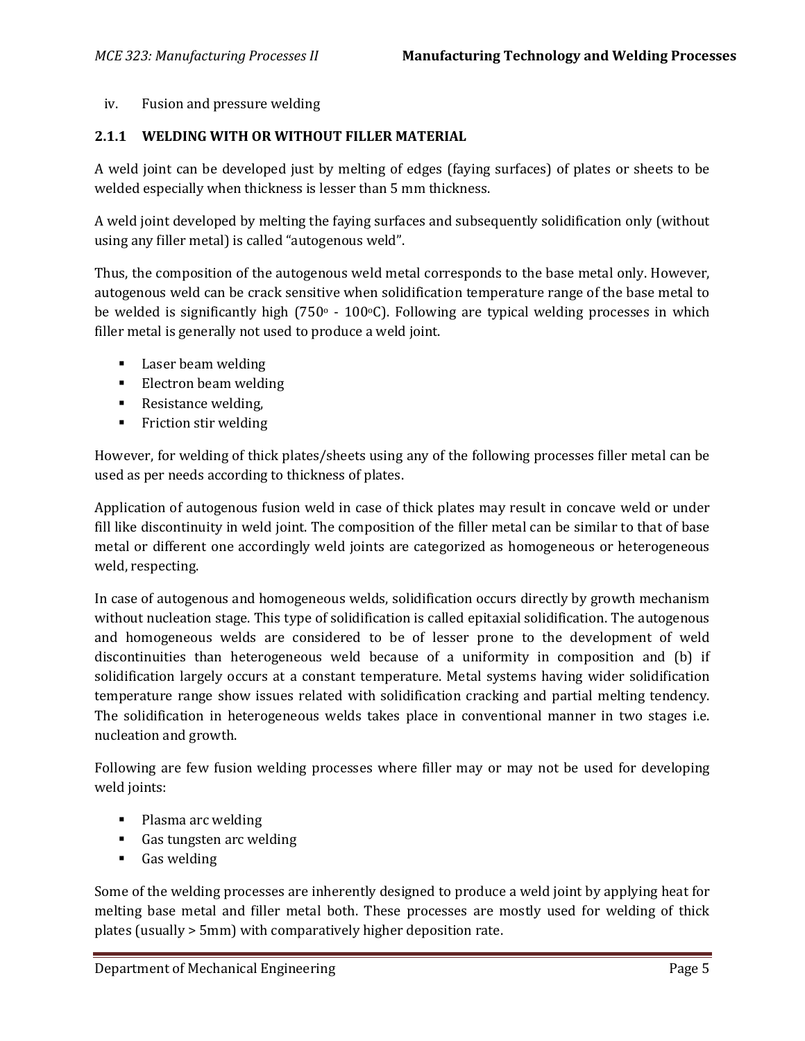iv. Fusion and pressure welding

### 2.1.1 WELDING WITH OR WITHOUT FILLER MATERIAL

A weld joint can be developed just by melting of edges (faying surfaces) of plates or sheets to be welded especially when thickness is lesser than 5 mm thickness.

A weld joint developed by melting the faying surfaces and subsequently solidification only (without using any filler metal) is called "autogenous weld".

Thus, the composition of the autogenous weld metal corresponds to the base metal only. However, autogenous weld can be crack sensitive when solidification temperature range of the base metal to be welded is significantly high ($750^{o}$ - $100^{o}$C). Following are typical welding processes in which filler metal is generally not used to produce a weld joint.

- Laser beam welding
- Electron beam welding
- Resistance welding,
- Friction stir welding

However, for welding of thick plates/sheets using any of the following processes filler metal can be used as per needs according to thickness of plates.

Application of autogenous fusion weld in case of thick plates may result in concave weld or under fill like discontinuity in weld joint. The composition of the filler metal can be similar to that of base metal or different one accordingly weld joints are categorized as homogeneous or heterogeneous weld, respecting.

In case of autogenous and homogeneous welds, solidification occurs directly by growth mechanism without nucleation stage. This type of solidification is called epitaxial solidification. The autogenous and homogeneous welds are considered to be of lesser prone to the development of weld discontinuities than heterogeneous weld because of a uniformity in composition and (b) if solidification largely occurs at a constant temperature. Metal systems having wider solidification temperature range show issues related with solidification cracking and partial melting tendency. The solidification in heterogeneous welds takes place in conventional manner in two stages i.e. nucleation and growth.

Following are few fusion welding processes where filler may or may not be used for developing weld joints:

- Plasma arc welding
- Gas tungsten arc welding
- Gas welding

Some of the welding processes are inherently designed to produce a weld joint by applying heat for melting base metal and filler metal both. These processes are mostly used for welding of thick plates (usually > 5mm) with comparatively higher deposition rate.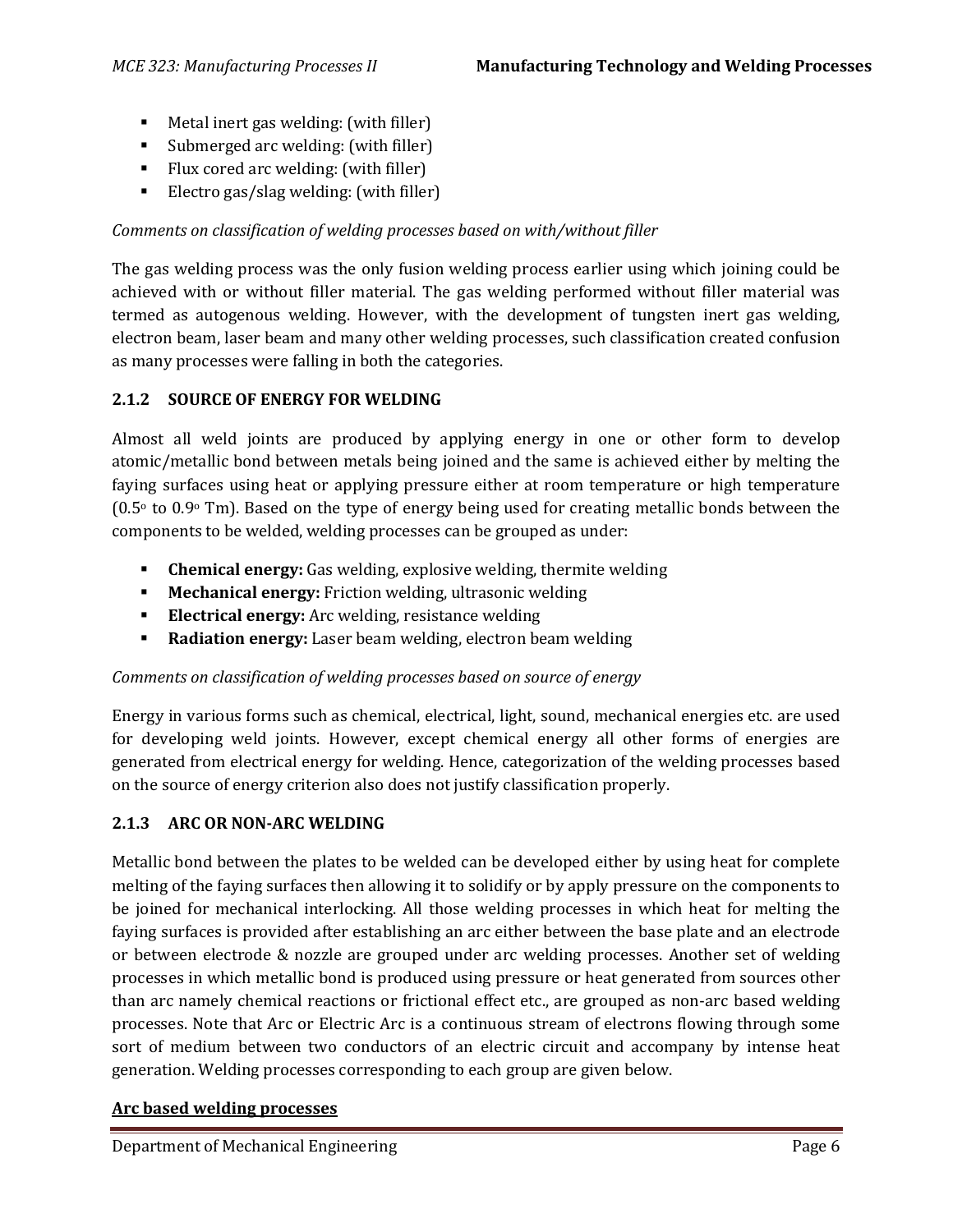- Metal inert gas welding: (with filler)
- Submerged arc welding: (with filler)
- Flux cored arc welding: (with filler)
- Electro gas/slag welding: (with filler)

*Comments on classification of welding processes based on with/without filler*

The gas welding process was the only fusion welding process earlier using which joining could be achieved with or without filler material. The gas welding performed without filler material was termed as autogenous welding. However, with the development of tungsten inert gas welding, electron beam, laser beam and many other welding processes, such classification created confusion as many processes were falling in both the categories.

### 2.1.2 SOURCE OF ENERGY FOR WELDING

Almost all weld joints are produced by applying energy in one or other form to develop atomic/metallic bond between metals being joined and the same is achieved either by melting the faying surfaces using heat or applying pressure either at room temperature or high temperature ($0.5^o$ to $0.9^o$ Tm). Based on the type of energy being used for creating metallic bonds between the components to be welded, welding processes can be grouped as under:

- **Chemical energy:** Gas welding, explosive welding, thermite welding
- **Mechanical energy:** Friction welding, ultrasonic welding
- **Electrical energy:** Arc welding, resistance welding
- **Radiation energy:** Laser beam welding, electron beam welding

*Comments on classification of welding processes based on source of energy*

Energy in various forms such as chemical, electrical, light, sound, mechanical energies etc. are used for developing weld joints. However, except chemical energy all other forms of energies are generated from electrical energy for welding. Hence, categorization of the welding processes based on the source of energy criterion also does not justify classification properly.

### 2.1.3 ARC OR NON-ARC WELDING

Metallic bond between the plates to be welded can be developed either by using heat for complete melting of the faying surfaces then allowing it to solidify or by apply pressure on the components to be joined for mechanical interlocking. All those welding processes in which heat for melting the faying surfaces is provided after establishing an arc either between the base plate and an electrode or between electrode & nozzle are grouped under arc welding processes. Another set of welding processes in which metallic bond is produced using pressure or heat generated from sources other than arc namely chemical reactions or frictional effect etc., are grouped as non-arc based welding processes. Note that Arc or Electric Arc is a continuous stream of electrons flowing through some sort of medium between two conductors of an electric circuit and accompany by intense heat generation. Welding processes corresponding to each group are given below.

**Arc based welding processes**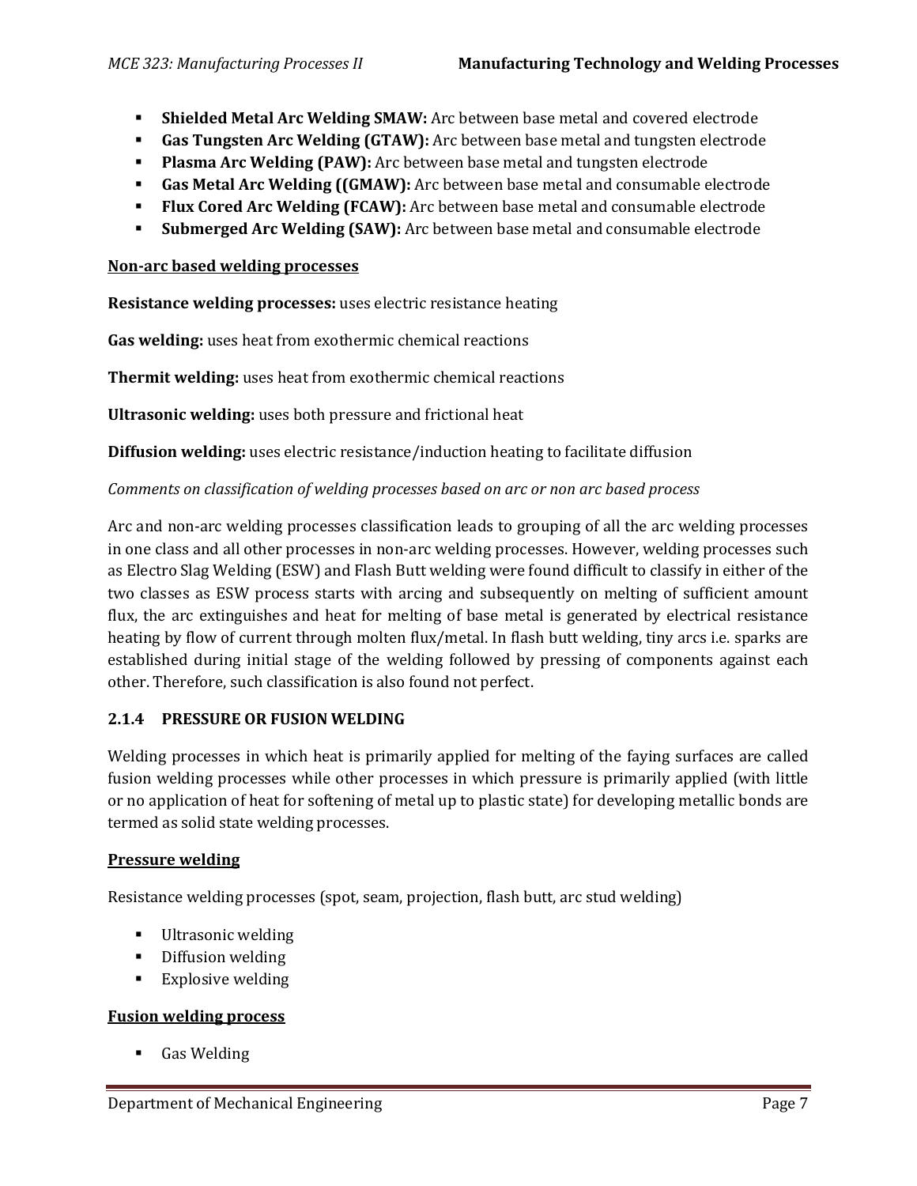- **Shielded Metal Arc Welding SMAW:** Arc between base metal and covered electrode
- **Gas Tungsten Arc Welding (GTAW):** Arc between base metal and tungsten electrode
- **Plasma Arc Welding (PAW):** Arc between base metal and tungsten electrode
- **Gas Metal Arc Welding ((GMAW):** Arc between base metal and consumable electrode
- **Flux Cored Arc Welding (FCAW):** Arc between base metal and consumable electrode
- **Submerged Arc Welding (SAW):** Arc between base metal and consumable electrode

**Non-arc based welding processes**

**Resistance welding processes:** uses electric resistance heating

**Gas welding:** uses heat from exothermic chemical reactions

**Thermit welding:** uses heat from exothermic chemical reactions

**Ultrasonic welding:** uses both pressure and frictional heat

**Diffusion welding:** uses electric resistance/induction heating to facilitate diffusion

*Comments on classification of welding processes based on arc or non arc based process*

Arc and non-arc welding processes classification leads to grouping of all the arc welding processes in one class and all other processes in non-arc welding processes. However, welding processes such as Electro Slag Welding (ESW) and Flash Butt welding were found difficult to classify in either of the two classes as ESW process starts with arcing and subsequently on melting of sufficient amount flux, the arc extinguishes and heat for melting of base metal is generated by electrical resistance heating by flow of current through molten flux/metal. In flash butt welding, tiny arcs i.e. sparks are established during initial stage of the welding followed by pressing of components against each other. Therefore, such classification is also found not perfect.

### 2.1.4 PRESSURE OR FUSION WELDING

Welding processes in which heat is primarily applied for melting of the faying surfaces are called fusion welding processes while other processes in which pressure is primarily applied (with little or no application of heat for softening of metal up to plastic state) for developing metallic bonds are termed as solid state welding processes.

**Pressure welding**

Resistance welding processes (spot, seam, projection, flash butt, arc stud welding)

- Ultrasonic welding
- Diffusion welding
- Explosive welding

**Fusion welding process**

- Gas Welding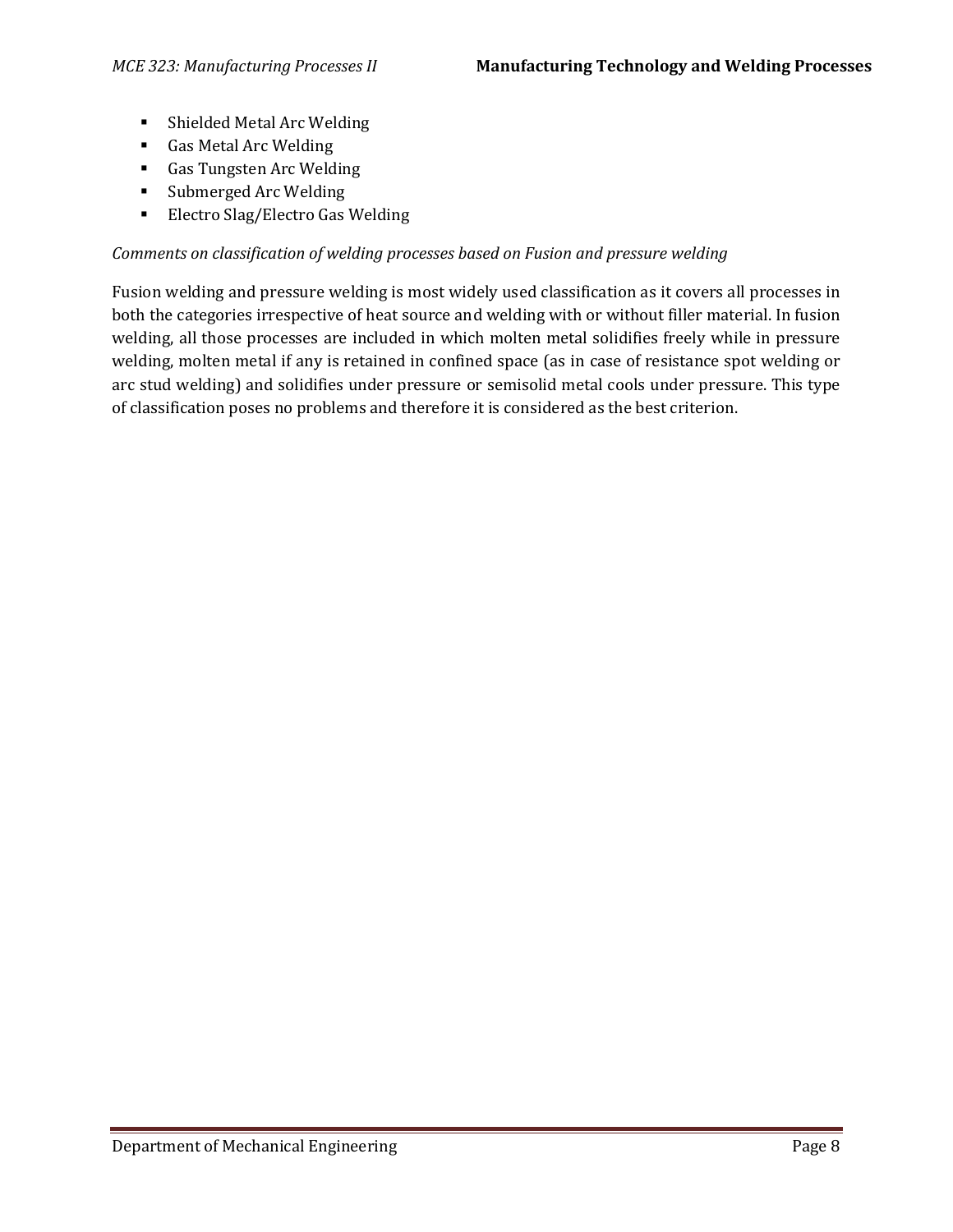- Shielded Metal Arc Welding
- Gas Metal Arc Welding
- Gas Tungsten Arc Welding
- Submerged Arc Welding
- Electro Slag/Electro Gas Welding

*Comments on classification of welding processes based on Fusion and pressure welding*

Fusion welding and pressure welding is most widely used classification as it covers all processes in both the categories irrespective of heat source and welding with or without filler material. In fusion welding, all those processes are included in which molten metal solidifies freely while in pressure welding, molten metal if any is retained in confined space (as in case of resistance spot welding or arc stud welding) and solidifies under pressure or semisolid metal cools under pressure. This type of classification poses no problems and therefore it is considered as the best criterion.